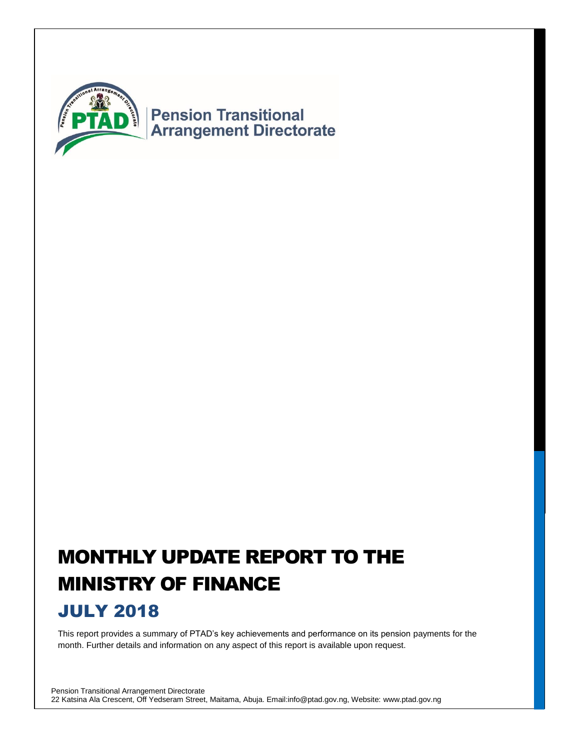Pension Transitional Arrangement Directorate

# MONTHLY UPDATE REPORT TO THE MINISTRY OF FINANCE

## JULY 2018

This report provides a summary of PTAD's key achievements and performance on its pension payments for the month. Further details and information on any aspect of this report is available upon request.

Pension Transitional Arrangement Directorate
22 Katsina Ala Crescent, Off Yedseram Street, Maitama, Abuja. Email:info@ptad.gov.ng, Website: www.ptad.gov.ng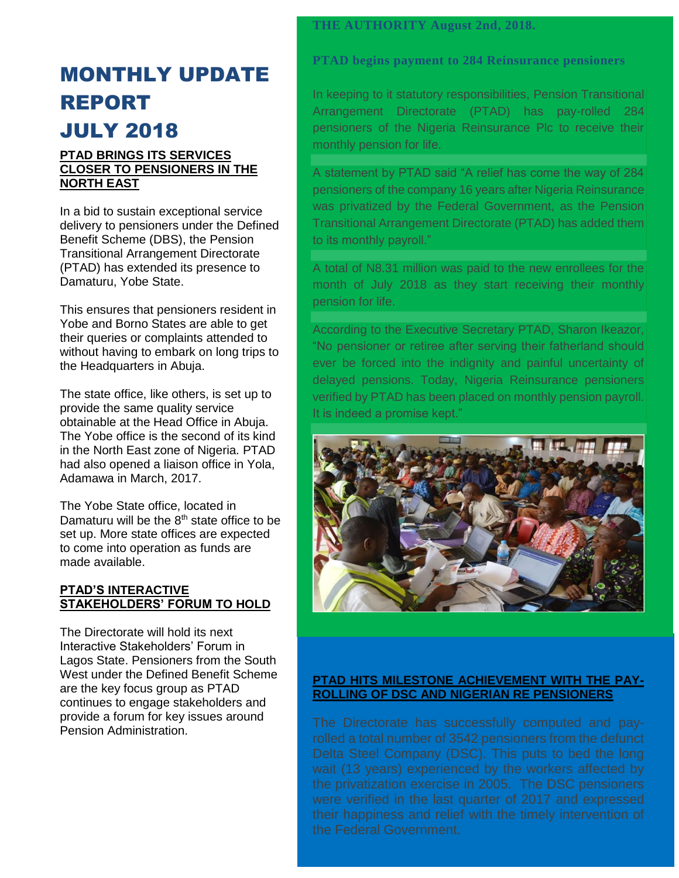# MONTHLY UPDATE REPORT JULY 2018

## PTAD BRINGS ITS SERVICES CLOSER TO PENSIONERS IN THE NORTH EAST

In a bid to sustain exceptional service delivery to pensioners under the Defined Benefit Scheme (DBS), the Pension Transitional Arrangement Directorate (PTAD) has extended its presence to Damaturu, Yobe State.

This ensures that pensioners resident in Yobe and Borno States are able to get their queries or complaints attended to without having to embark on long trips to the Headquarters in Abuja.

The state office, like others, is set up to provide the same quality service obtainable at the Head Office in Abuja. The Yobe office is the second of its kind in the North East zone of Nigeria. PTAD had also opened a liaison office in Yola, Adamawa in March, 2017.

The Yobe State office, located in Damaturu will be the 8th state office to be set up. More state offices are expected to come into operation as funds are made available.

## PTAD'S INTERACTIVE STAKEHOLDERS' FORUM TO HOLD

The Directorate will hold its next Interactive Stakeholders' Forum in Lagos State. Pensioners from the South West under the Defined Benefit Scheme are the key focus group as PTAD continues to engage stakeholders and provide a forum for key issues around Pension Administration.

**THE AUTHORITY August 2nd, 2018.**

## PTAD begins payment to 284 Reinsurance pensioners

In keeping to it statutory responsibilities, Pension Transitional Arrangement Directorate (PTAD) has pay-rolled 284 pensioners of the Nigeria Reinsurance Plc to receive their monthly pension for life.

A statement by PTAD said "A relief has come the way of 284 pensioners of the company 16 years after Nigeria Reinsurance was privatized by the Federal Government, as the Pension Transitional Arrangement Directorate (PTAD) has added them to its monthly payroll."

A total of N8.31 million was paid to the new enrollees for the month of July 2018 as they start receiving their monthly pension for life.

According to the Executive Secretary PTAD, Sharon Ikeazor, "No pensioner or retiree after serving their fatherland should ever be forced into the indignity and painful uncertainty of delayed pensions. Today, Nigeria Reinsurance pensioners verified by PTAD has been placed on monthly pension payroll. It is indeed a promise kept."

## PTAD HITS MILESTONE ACHIEVEMENT WITH THE PAY-ROLLING OF DSC AND NIGERIAN RE PENSIONERS

The Directorate has successfully computed and pay-rolled a total number of 3542 pensioners from the defunct Delta Steel Company (DSC). This puts to bed the long wait (13 years) experienced by the workers affected by the privatization exercise in 2005. The DSC pensioners were verified in the last quarter of 2017 and expressed their happiness and relief with the timely intervention of the Federal Government.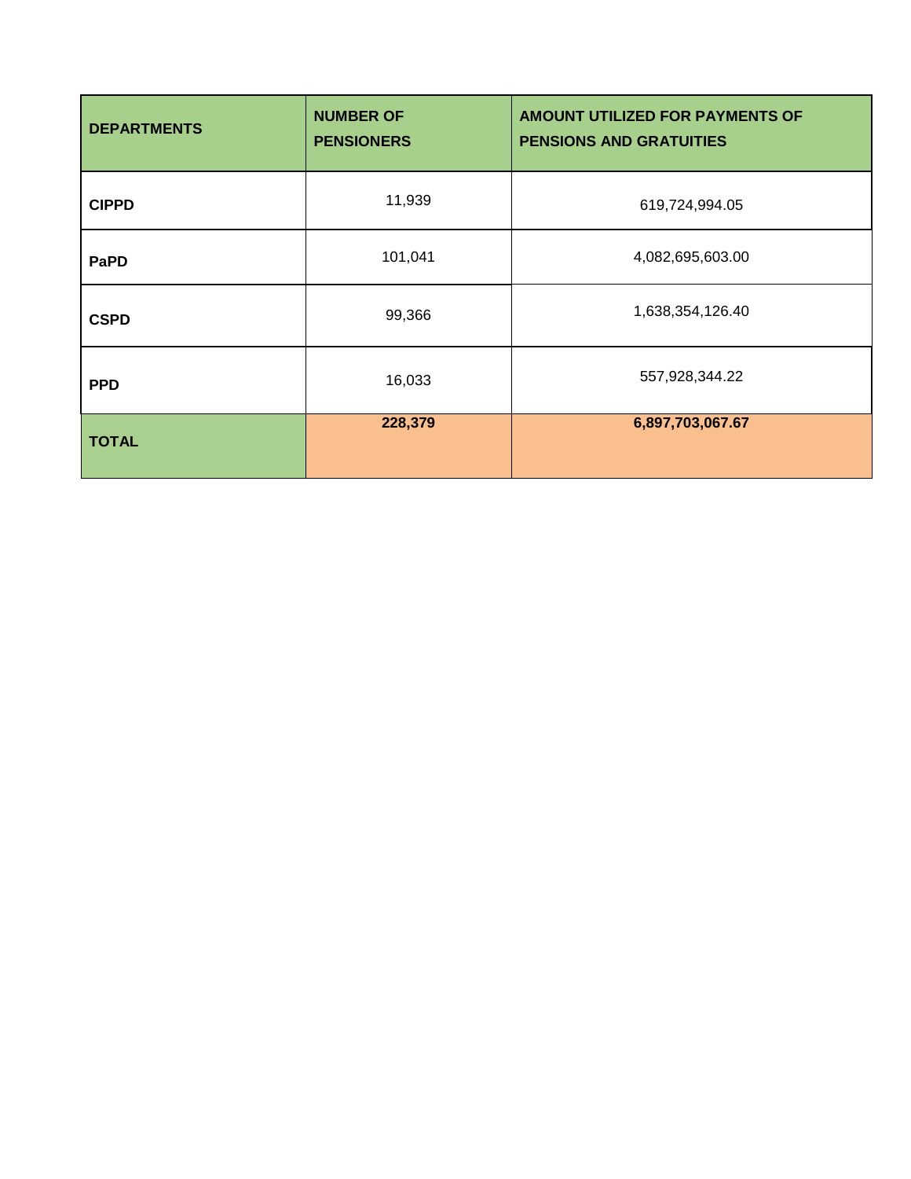| DEPARTMENTS | NUMBER OF PENSIONERS | AMOUNT UTILIZED FOR PAYMENTS OF PENSIONS AND GRATUITIES |
|---|---|---|
| CIPPD | 11,939 | 619,724,994.05 |
| PaPD | 101,041 | 4,082,695,603.00 |
| CSPD | 99,366 | 1,638,354,126.40 |
| PPD | 16,033 | 557,928,344.22 |
| **TOTAL** | **228,379** | **6,897,703,067.67** |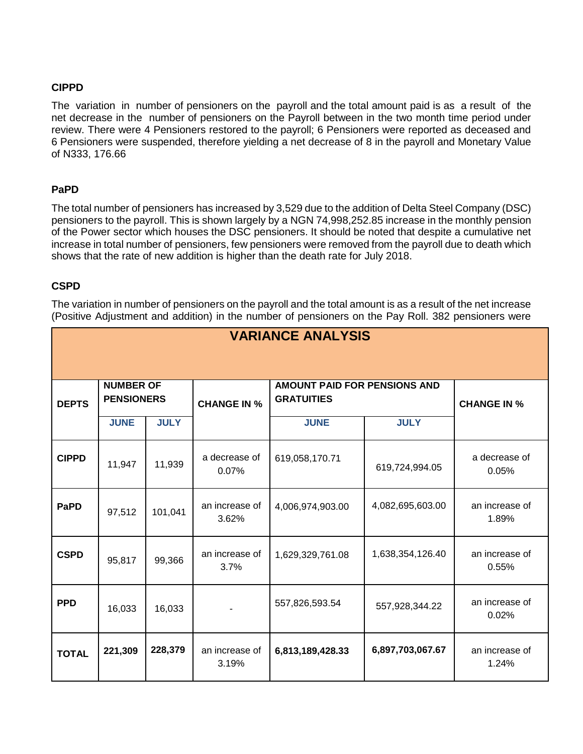### CIPPD

The variation in number of pensioners on the payroll and the total amount paid is as a result of the net decrease in the number of pensioners on the Payroll between in the two month time period under review. There were 4 Pensioners restored to the payroll; 6 Pensioners were reported as deceased and 6 Pensioners were suspended, therefore yielding a net decrease of 8 in the payroll and Monetary Value of N333, 176.66

### PaPD

The total number of pensioners has increased by 3,529 due to the addition of Delta Steel Company (DSC) pensioners to the payroll. This is shown largely by a NGN 74,998,252.85 increase in the monthly pension of the Power sector which houses the DSC pensioners. It should be noted that despite a cumulative net increase in total number of pensioners, few pensioners were removed from the payroll due to death which shows that the rate of new addition is higher than the death rate for July 2018.

### CSPD

The variation in number of pensioners on the payroll and the total amount is as a result of the net increase (Positive Adjustment and addition) in the number of pensioners on the Pay Roll. 382 pensioners were

**VARIANCE ANALYSIS**

| DEPTS | NUMBER OF PENSIONERS | | CHANGE IN % | AMOUNT PAID FOR PENSIONS AND GRATUITIES | | CHANGE IN % |
|---|---|---|---|---|---|---|
| | JUNE | JULY | | JUNE | JULY | |
| **CIPPD** | 11,947 | 11,939 | a decrease of 0.07% | 619,058,170.71 | 619,724,994.05 | a decrease of 0.05% |
| **PaPD** | 97,512 | 101,041 | an increase of 3.62% | 4,006,974,903.00 | 4,082,695,603.00 | an increase of 1.89% |
| **CSPD** | 95,817 | 99,366 | an increase of 3.7% | 1,629,329,761.08 | 1,638,354,126.40 | an increase of 0.55% |
| **PPD** | 16,033 | 16,033 | - | 557,826,593.54 | 557,928,344.22 | an increase of 0.02% |
| **TOTAL** | **221,309** | **228,379** | an increase of 3.19% | **6,813,189,428.33** | **6,897,703,067.67** | an increase of 1.24% |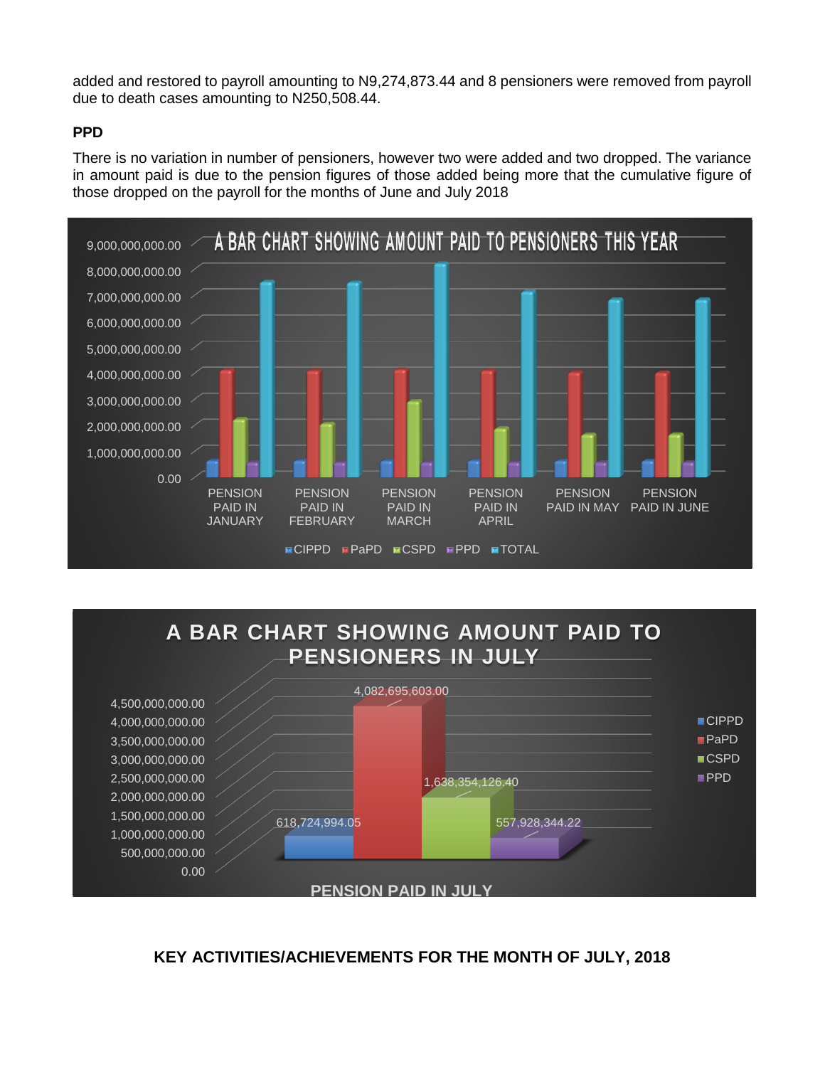added and restored to payroll amounting to N9,274,873.44 and 8 pensioners were removed from payroll due to death cases amounting to N250,508.44.

**PPD**

There is no variation in number of pensioners, however two were added and two dropped. The variance in amount paid is due to the pension figures of those added being more that the cumulative figure of those dropped on the payroll for the months of June and July 2018

A BAR CHART SHOWING AMOUNT PAID TO PENSIONERS THIS YEAR

A BAR CHART SHOWING AMOUNT PAID TO PENSIONERS IN JULY

| PENSION PAID IN JULY | Amount |
|---|---|
| CIPPD | 618,724,994.05 |
| PaPD | 4,082,695,603.00 |
| CSPD | 1,638,354,126.40 |
| PPD | 557,928,344.22 |

## KEY ACTIVITIES/ACHIEVEMENTS FOR THE MONTH OF JULY, 2018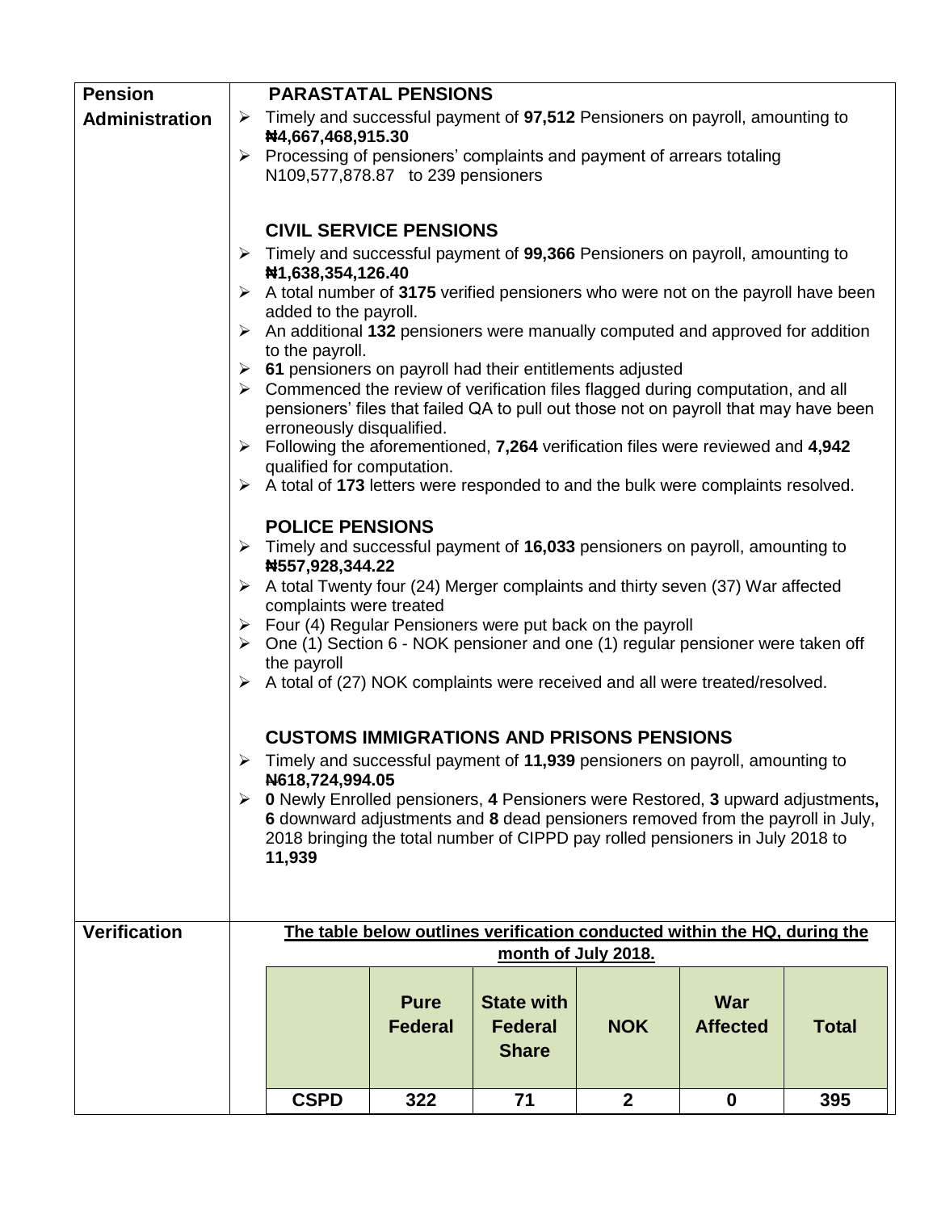| Pension Administration | |
|---|---|
| | **PARASTATAL PENSIONS** |

**Pension Administration**

**PARASTATAL PENSIONS**

- Timely and successful payment of **97,512** Pensioners on payroll, amounting to **₦4,667,468,915.30**
- Processing of pensioners' complaints and payment of arrears totaling N109,577,878.87 to 239 pensioners

**CIVIL SERVICE PENSIONS**

- Timely and successful payment of **99,366** Pensioners on payroll, amounting to **₦1,638,354,126.40**
- A total number of **3175** verified pensioners who were not on the payroll have been added to the payroll.
- An additional **132** pensioners were manually computed and approved for addition to the payroll.
- **61** pensioners on payroll had their entitlements adjusted
- Commenced the review of verification files flagged during computation, and all pensioners' files that failed QA to pull out those not on payroll that may have been erroneously disqualified.
- Following the aforementioned, **7,264** verification files were reviewed and **4,942** qualified for computation.
- A total of **173** letters were responded to and the bulk were complaints resolved.

**POLICE PENSIONS**

- Timely and successful payment of **16,033** pensioners on payroll, amounting to **₦557,928,344.22**
- A total Twenty four (24) Merger complaints and thirty seven (37) War affected complaints were treated
- Four (4) Regular Pensioners were put back on the payroll
- One (1) Section 6 - NOK pensioner and one (1) regular pensioner were taken off the payroll
- A total of (27) NOK complaints were received and all were treated/resolved.

**CUSTOMS IMMIGRATIONS AND PRISONS PENSIONS**

- Timely and successful payment of **11,939** pensioners on payroll, amounting to **₦618,724,994.05**
- **0** Newly Enrolled pensioners, **4** Pensioners were Restored, **3** upward adjustments**,** **6** downward adjustments and **8** dead pensioners removed from the payroll in July, 2018 bringing the total number of CIPPD pay rolled pensioners in July 2018 to **11,939**

**Verification**

**The table below outlines verification conducted within the HQ, during the month of July 2018.**

| | Pure Federal | State with Federal Share | NOK | War Affected | Total |
|---|---|---|---|---|---|
| **CSPD** | **322** | **71** | **2** | **0** | **395** |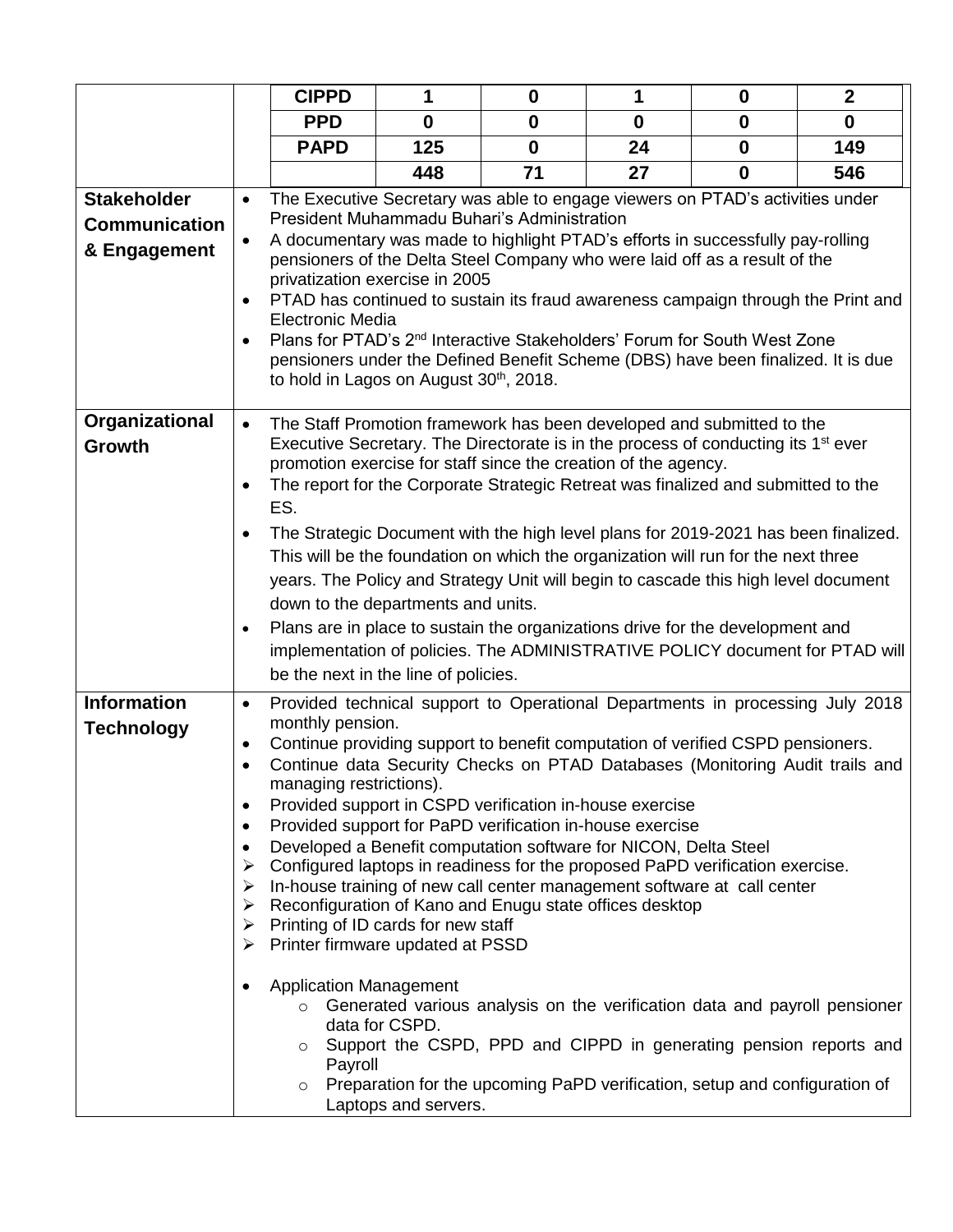| | | | | | | |
|---|---|---|---|---|---|---|
| **CIPPD** | **1** | **0** | **1** | **0** | **2** |
| **PPD** | **0** | **0** | **0** | **0** | **0** |
| **PAPD** | **125** | **0** | **24** | **0** | **149** |
| | **448** | **71** | **27** | **0** | **546** |

| | |
|---|---|
| **Stakeholder Communication & Engagement** | • The Executive Secretary was able to engage viewers on PTAD's activities under President Muhammadu Buhari's Administration<br>• A documentary was made to highlight PTAD's efforts in successfully pay-rolling pensioners of the Delta Steel Company who were laid off as a result of the privatization exercise in 2005<br>• PTAD has continued to sustain its fraud awareness campaign through the Print and Electronic Media<br>• Plans for PTAD's 2nd Interactive Stakeholders' Forum for South West Zone pensioners under the Defined Benefit Scheme (DBS) have been finalized. It is due to hold in Lagos on August 30th, 2018. |
| **Organizational Growth** | • The Staff Promotion framework has been developed and submitted to the Executive Secretary. The Directorate is in the process of conducting its 1st ever promotion exercise for staff since the creation of the agency.<br>• The report for the Corporate Strategic Retreat was finalized and submitted to the ES.<br>• The Strategic Document with the high level plans for 2019-2021 has been finalized. This will be the foundation on which the organization will run for the next three years. The Policy and Strategy Unit will begin to cascade this high level document down to the departments and units.<br>• Plans are in place to sustain the organizations drive for the development and implementation of policies. The ADMINISTRATIVE POLICY document for PTAD will be the next in the line of policies. |
| **Information Technology** | • Provided technical support to Operational Departments in processing July 2018 monthly pension.<br>• Continue providing support to benefit computation of verified CSPD pensioners.<br>• Continue data Security Checks on PTAD Databases (Monitoring Audit trails and managing restrictions).<br>• Provided support in CSPD verification in-house exercise<br>• Provided support for PaPD verification in-house exercise<br>• Developed a Benefit computation software for NICON, Delta Steel<br>➢ Configured laptops in readiness for the proposed PaPD verification exercise.<br>➢ In-house training of new call center management software at call center<br>➢ Reconfiguration of Kano and Enugu state offices desktop<br>➢ Printing of ID cards for new staff<br>➢ Printer firmware updated at PSSD<br><br>• Application Management<br>&nbsp;&nbsp;&nbsp;&nbsp;o Generated various analysis on the verification data and payroll pensioner data for CSPD.<br>&nbsp;&nbsp;&nbsp;&nbsp;o Support the CSPD, PPD and CIPPD in generating pension reports and Payroll<br>&nbsp;&nbsp;&nbsp;&nbsp;o Preparation for the upcoming PaPD verification, setup and configuration of Laptops and servers. |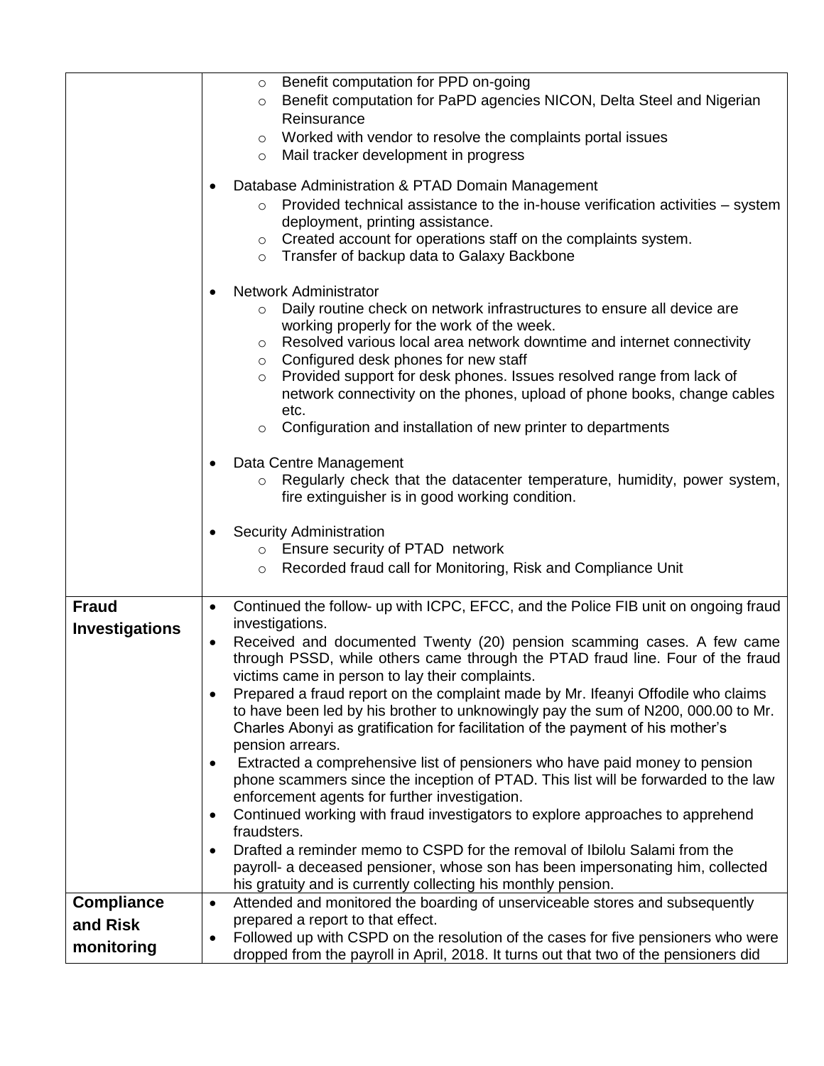| | |
|---|---|
| | <ul><li>Benefit computation for PPD on-going</li><li>Benefit computation for PaPD agencies NICON, Delta Steel and Nigerian Reinsurance</li><li>Worked with vendor to resolve the complaints portal issues</li><li>Mail tracker development in progress</li></ul><ul><li>Database Administration & PTAD Domain Management<ul><li>Provided technical assistance to the in-house verification activities – system deployment, printing assistance.</li><li>Created account for operations staff on the complaints system.</li><li>Transfer of backup data to Galaxy Backbone</li></ul></li><li>Network Administrator<ul><li>Daily routine check on network infrastructures to ensure all device are working properly for the work of the week.</li><li>Resolved various local area network downtime and internet connectivity</li><li>Configured desk phones for new staff</li><li>Provided support for desk phones. Issues resolved range from lack of network connectivity on the phones, upload of phone books, change cables etc.</li><li>Configuration and installation of new printer to departments</li></ul></li><li>Data Centre Management<ul><li>Regularly check that the datacenter temperature, humidity, power system, fire extinguisher is in good working condition.</li></ul></li><li>Security Administration<ul><li>Ensure security of PTAD network</li><li>Recorded fraud call for Monitoring, Risk and Compliance Unit</li></ul></li></ul> |
| **Fraud Investigations** | <ul><li>Continued the follow- up with ICPC, EFCC, and the Police FIB unit on ongoing fraud investigations.</li><li>Received and documented Twenty (20) pension scamming cases. A few came through PSSD, while others came through the PTAD fraud line. Four of the fraud victims came in person to lay their complaints.</li><li>Prepared a fraud report on the complaint made by Mr. Ifeanyi Offodile who claims to have been led by his brother to unknowingly pay the sum of N200, 000.00 to Mr. Charles Abonyi as gratification for facilitation of the payment of his mother's pension arrears.</li><li>Extracted a comprehensive list of pensioners who have paid money to pension phone scammers since the inception of PTAD. This list will be forwarded to the law enforcement agents for further investigation.</li><li>Continued working with fraud investigators to explore approaches to apprehend fraudsters.</li><li>Drafted a reminder memo to CSPD for the removal of Ibilolu Salami from the payroll- a deceased pensioner, whose son has been impersonating him, collected his gratuity and is currently collecting his monthly pension.</li></ul> |
| **Compliance and Risk monitoring** | <ul><li>Attended and monitored the boarding of unserviceable stores and subsequently prepared a report to that effect.</li><li>Followed up with CSPD on the resolution of the cases for five pensioners who were dropped from the payroll in April, 2018. It turns out that two of the pensioners did</li></ul> |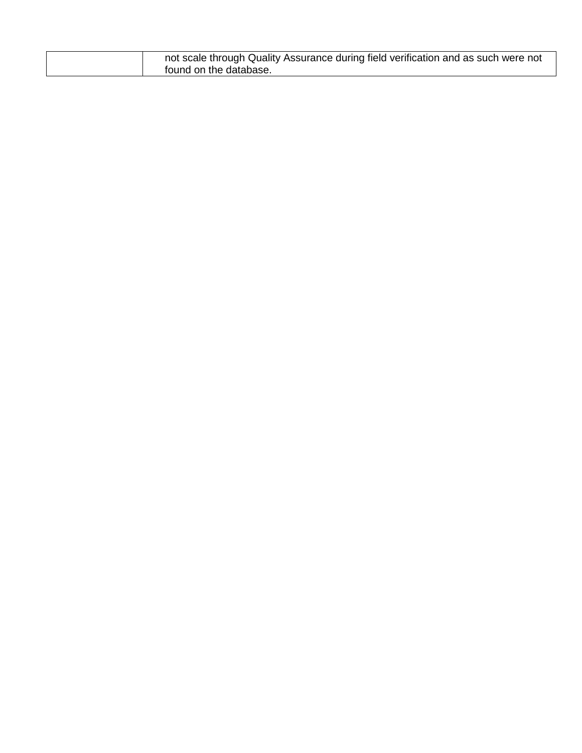| | |
|---|---|
| | not scale through Quality Assurance during field verification and as such were not found on the database. |